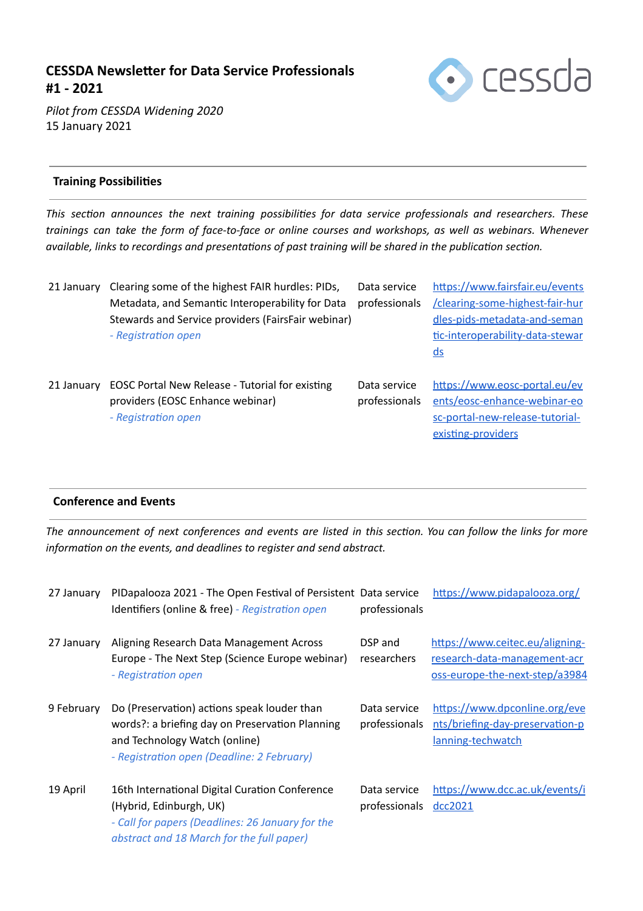# CESSDA Newsletter for Data Service Professionals #1 - 2021

*Pilot from CESSDA Widening 2020*
15 January 2021

## Training Possibilities

*This section announces the next training possibilities for data service professionals and researchers. These trainings can take the form of face-to-face or online courses and workshops, as well as webinars. Whenever available, links to recordings and presentations of past training will be shared in the publication section.*

| | | | |
|---|---|---|---|
| 21 January | Clearing some of the highest FAIR hurdles: PIDs, Metadata, and Semantic Interoperability for Data Stewards and Service providers (FairsFair webinar) *- Registration open* | Data service professionals | https://www.fairsfair.eu/events/clearing-some-highest-fair-hurdles-pids-metadata-and-semantic-interoperability-data-stewards |
| 21 January | EOSC Portal New Release - Tutorial for existing providers (EOSC Enhance webinar) *- Registration open* | Data service professionals | https://www.eosc-portal.eu/events/eosc-enhance-webinar-eosc-portal-new-release-tutorial-existing-providers |

## Conference and Events

*The announcement of next conferences and events are listed in this section. You can follow the links for more information on the events, and deadlines to register and send abstract.*

| | | | |
|---|---|---|---|
| 27 January | PIDapalooza 2021 - The Open Festival of Persistent Identifiers (online & free) *- Registration open* | Data service professionals | https://www.pidapalooza.org/ |
| 27 January | Aligning Research Data Management Across Europe - The Next Step (Science Europe webinar) *- Registration open* | DSP and researchers | https://www.ceitec.eu/aligning-research-data-management-across-europe-the-next-step/a3984 |
| 9 February | Do (Preservation) actions speak louder than words?: a briefing day on Preservation Planning and Technology Watch (online) *- Registration open (Deadline: 2 February)* | Data service professionals | https://www.dpconline.org/events/briefing-day-preservation-planning-techwatch |
| 19 April | 16th International Digital Curation Conference (Hybrid, Edinburgh, UK) *- Call for papers (Deadlines: 26 January for the abstract and 18 March for the full paper)* | Data service professionals | https://www.dcc.ac.uk/events/idcc2021 |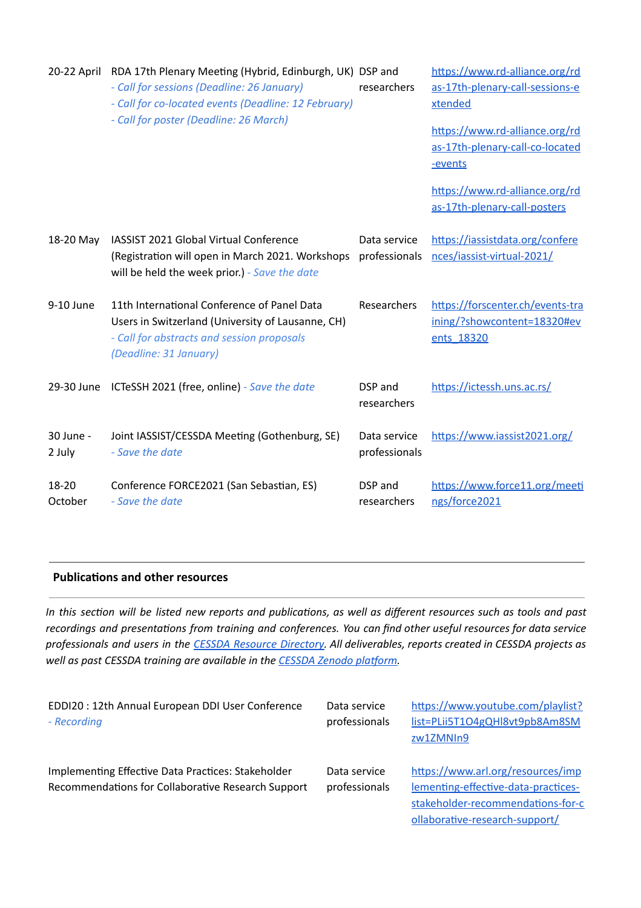| | | | |
|---|---|---|---|
| 20-22 April | RDA 17th Plenary Meeting (Hybrid, Edinburgh, UK)<br>*- Call for sessions (Deadline: 26 January)*<br>*- Call for co-located events (Deadline: 12 February)*<br>*- Call for poster (Deadline: 26 March)* | DSP and researchers | https://www.rd-alliance.org/rdas-17th-plenary-call-sessions-extended<br><br>https://www.rd-alliance.org/rdas-17th-plenary-call-co-located-events<br><br>https://www.rd-alliance.org/rdas-17th-plenary-call-posters |
| 18-20 May | IASSIST 2021 Global Virtual Conference (Registration will open in March 2021. Workshops will be held the week prior.) *- Save the date* | Data service professionals | https://iassistdata.org/conferences/iassist-virtual-2021/ |
| 9-10 June | 11th International Conference of Panel Data Users in Switzerland (University of Lausanne, CH)<br>*- Call for abstracts and session proposals (Deadline: 31 January)* | Researchers | https://forscenter.ch/events-training/?showcontent=18320#events_18320 |
| 29-30 June | ICTeSSH 2021 (free, online) *- Save the date* | DSP and researchers | https://ictessh.uns.ac.rs/ |
| 30 June - 2 July | Joint IASSIST/CESSDA Meeting (Gothenburg, SE)<br>*- Save the date* | Data service professionals | https://www.iassist2021.org/ |
| 18-20 October | Conference FORCE2021 (San Sebastian, ES)<br>*- Save the date* | DSP and researchers | https://www.force11.org/meetings/force2021 |

## Publications and other resources

*In this section will be listed new reports and publications, as well as different resources such as tools and past recordings and presentations from training and conferences. You can find other useful resources for data service professionals and users in the CESSDA Resource Directory. All deliverables, reports created in CESSDA projects as well as past CESSDA training are available in the CESSDA Zenodo platform.*

| | | |
|---|---|---|
| EDDI20 : 12th Annual European DDI User Conference<br>*- Recording* | Data service professionals | https://www.youtube.com/playlist?list=PLii5T1O4gQHl8vt9pb8Am8SMzw1ZMNIn9 |
| Implementing Effective Data Practices: Stakeholder Recommendations for Collaborative Research Support | Data service professionals | https://www.arl.org/resources/implementing-effective-data-practices-stakeholder-recommendations-for-collaborative-research-support/ |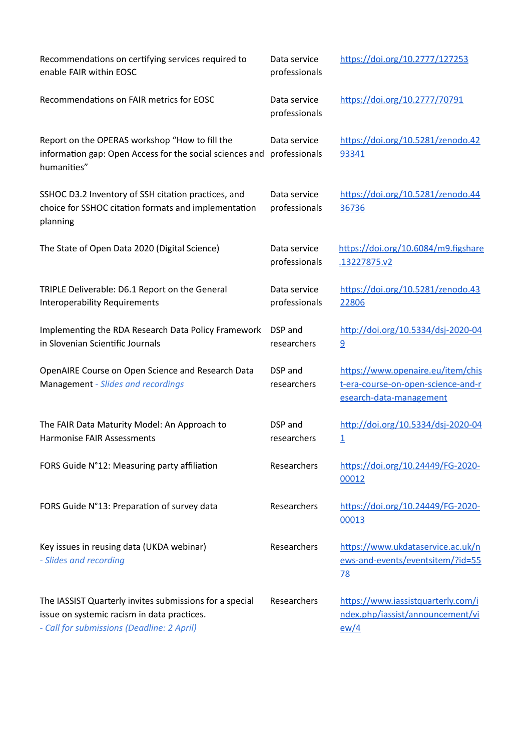| | | |
|---|---|---|
| Recommendations on certifying services required to enable FAIR within EOSC | Data service professionals | https://doi.org/10.2777/127253 |
| Recommendations on FAIR metrics for EOSC | Data service professionals | https://doi.org/10.2777/70791 |
| Report on the OPERAS workshop “How to fill the information gap: Open Access for the social sciences and humanities” | Data service professionals | https://doi.org/10.5281/zenodo.4293341 |
| SSHOC D3.2 Inventory of SSH citation practices, and choice for SSHOC citation formats and implementation planning | Data service professionals | https://doi.org/10.5281/zenodo.4436736 |
| The State of Open Data 2020 (Digital Science) | Data service professionals | https://doi.org/10.6084/m9.figshare.13227875.v2 |
| TRIPLE Deliverable: D6.1 Report on the General Interoperability Requirements | Data service professionals | https://doi.org/10.5281/zenodo.4322806 |
| Implementing the RDA Research Data Policy Framework in Slovenian Scientific Journals | DSP and researchers | http://doi.org/10.5334/dsj-2020-049 |
| OpenAIRE Course on Open Science and Research Data Management *- Slides and recordings* | DSP and researchers | https://www.openaire.eu/item/chist-era-course-on-open-science-and-research-data-management |
| The FAIR Data Maturity Model: An Approach to Harmonise FAIR Assessments | DSP and researchers | http://doi.org/10.5334/dsj-2020-041 |
| FORS Guide N°12: Measuring party affiliation | Researchers | https://doi.org/10.24449/FG-2020-00012 |
| FORS Guide N°13: Preparation of survey data | Researchers | https://doi.org/10.24449/FG-2020-00013 |
| Key issues in reusing data (UKDA webinar) *- Slides and recording* | Researchers | https://www.ukdataservice.ac.uk/news-and-events/eventsitem/?id=5578 |
| The IASSIST Quarterly invites submissions for a special issue on systemic racism in data practices. *- Call for submissions (Deadline: 2 April)* | Researchers | https://www.iassistquarterly.com/index.php/iassist/announcement/view/4 |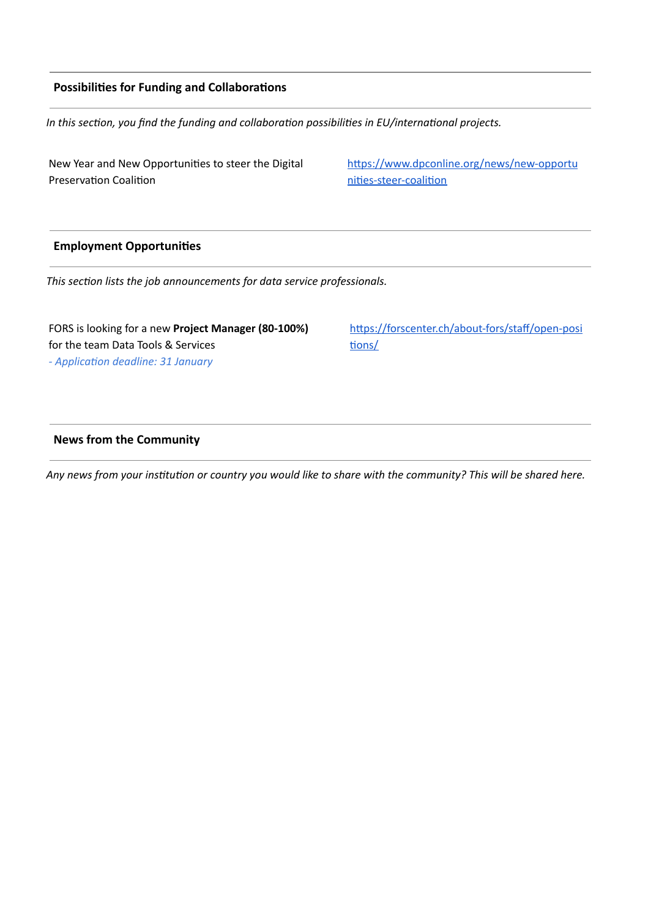### Possibilities for Funding and Collaborations

*In this section, you find the funding and collaboration possibilities in EU/international projects.*

New Year and New Opportunities to steer the Digital Preservation Coalition — https://www.dpconline.org/news/new-opportunities-steer-coalition

### Employment Opportunities

*This section lists the job announcements for data service professionals.*

FORS is looking for a new **Project Manager (80-100%)** for the team Data Tools & Services
*- Application deadline: 31 January* — https://forscenter.ch/about-fors/staff/open-positions/

### News from the Community

*Any news from your institution or country you would like to share with the community? This will be shared here.*